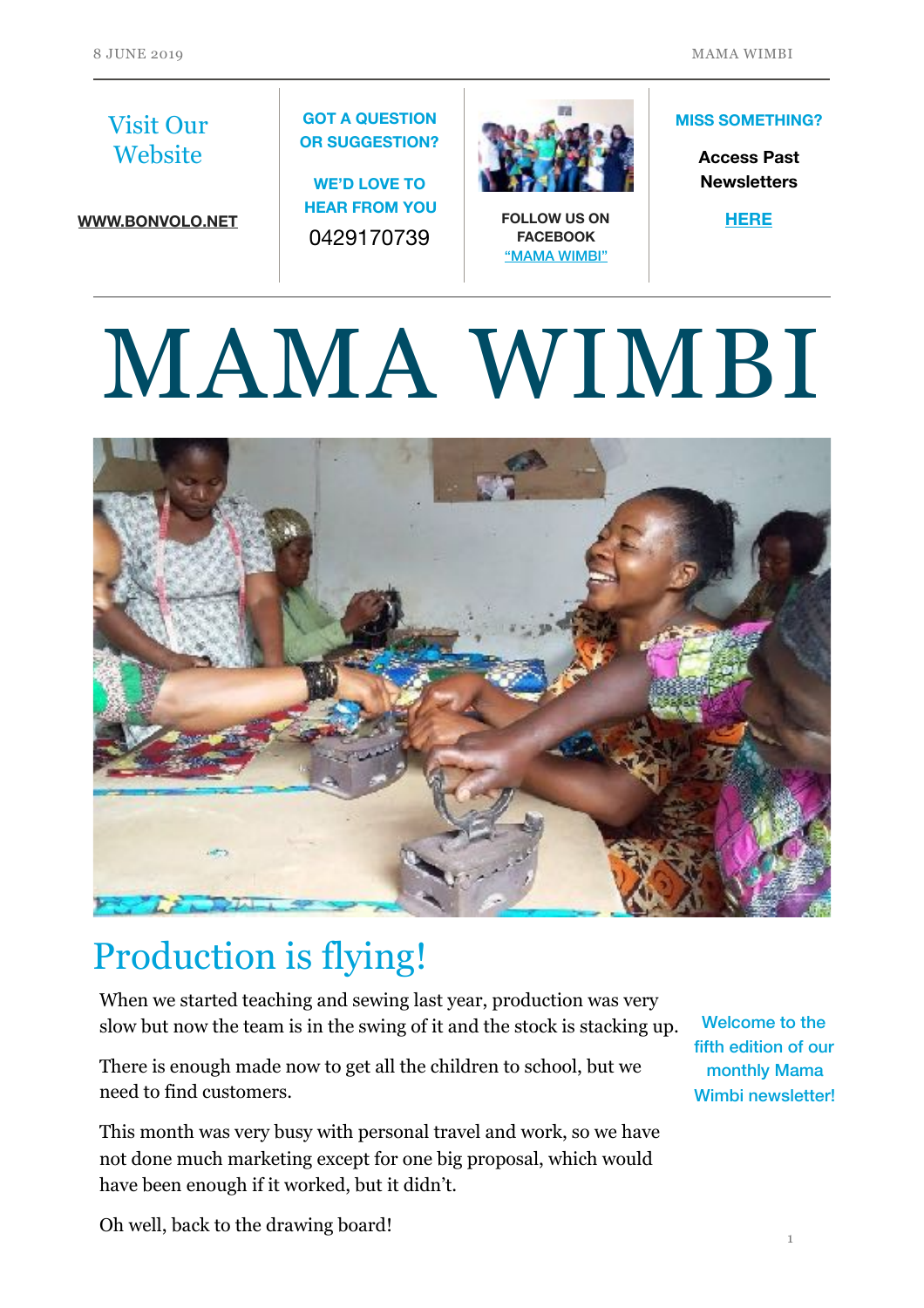Visit Our Website

[WWW.BONVOLO.NET](http://WWW.BONVOLO.NET)

**GOT A QUESTION OR SUGGESTION?**

**WE'D LOVE TO HEAR FROM YOU**

0429170739

**FOLLOW US ON FACEBOOK**
**"MAMA WIMBI"**

**MISS SOMETHING?**

**Access Past Newsletters**

**HERE**

# MAMA WIMBI

## Production is flying!

When we started teaching and sewing last year, production was very slow but now the team is in the swing of it and the stock is stacking up.

There is enough made now to get all the children to school, but we need to find customers.

This month was very busy with personal travel and work, so we have not done much marketing except for one big proposal, which would have been enough if it worked, but it didn't.

Oh well, back to the drawing board!

Welcome to the fifth edition of our monthly Mama Wimbi newsletter!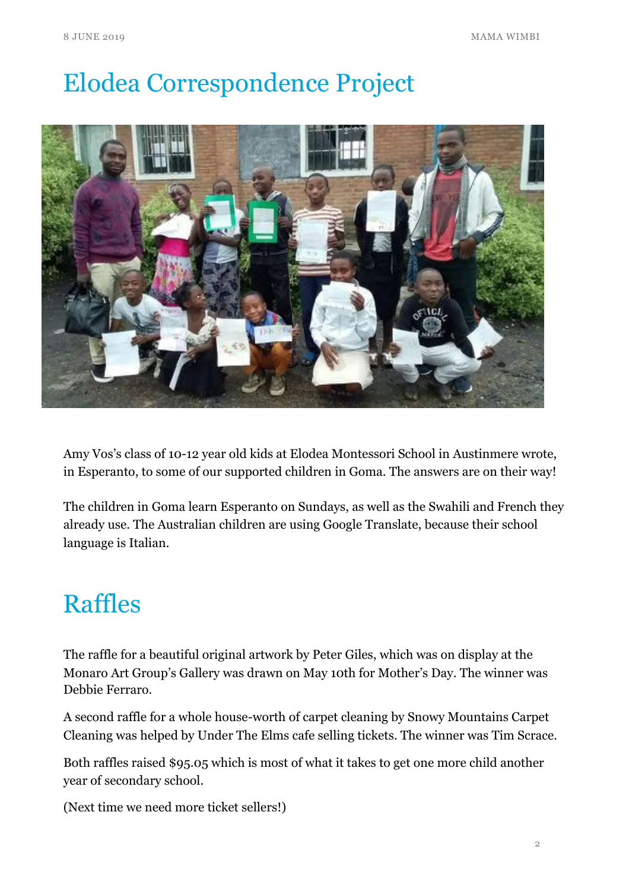# Elodea Correspondence Project

Amy Vos's class of 10-12 year old kids at Elodea Montessori School in Austinmere wrote, in Esperanto, to some of our supported children in Goma. The answers are on their way!

The children in Goma learn Esperanto on Sundays, as well as the Swahili and French they already use. The Australian children are using Google Translate, because their school language is Italian.

# Raffles

The raffle for a beautiful original artwork by Peter Giles, which was on display at the Monaro Art Group's Gallery was drawn on May 10th for Mother's Day. The winner was Debbie Ferraro.

A second raffle for a whole house-worth of carpet cleaning by Snowy Mountains Carpet Cleaning was helped by Under The Elms cafe selling tickets. The winner was Tim Scrace.

Both raffles raised $95.05 which is most of what it takes to get one more child another year of secondary school.

(Next time we need more ticket sellers!)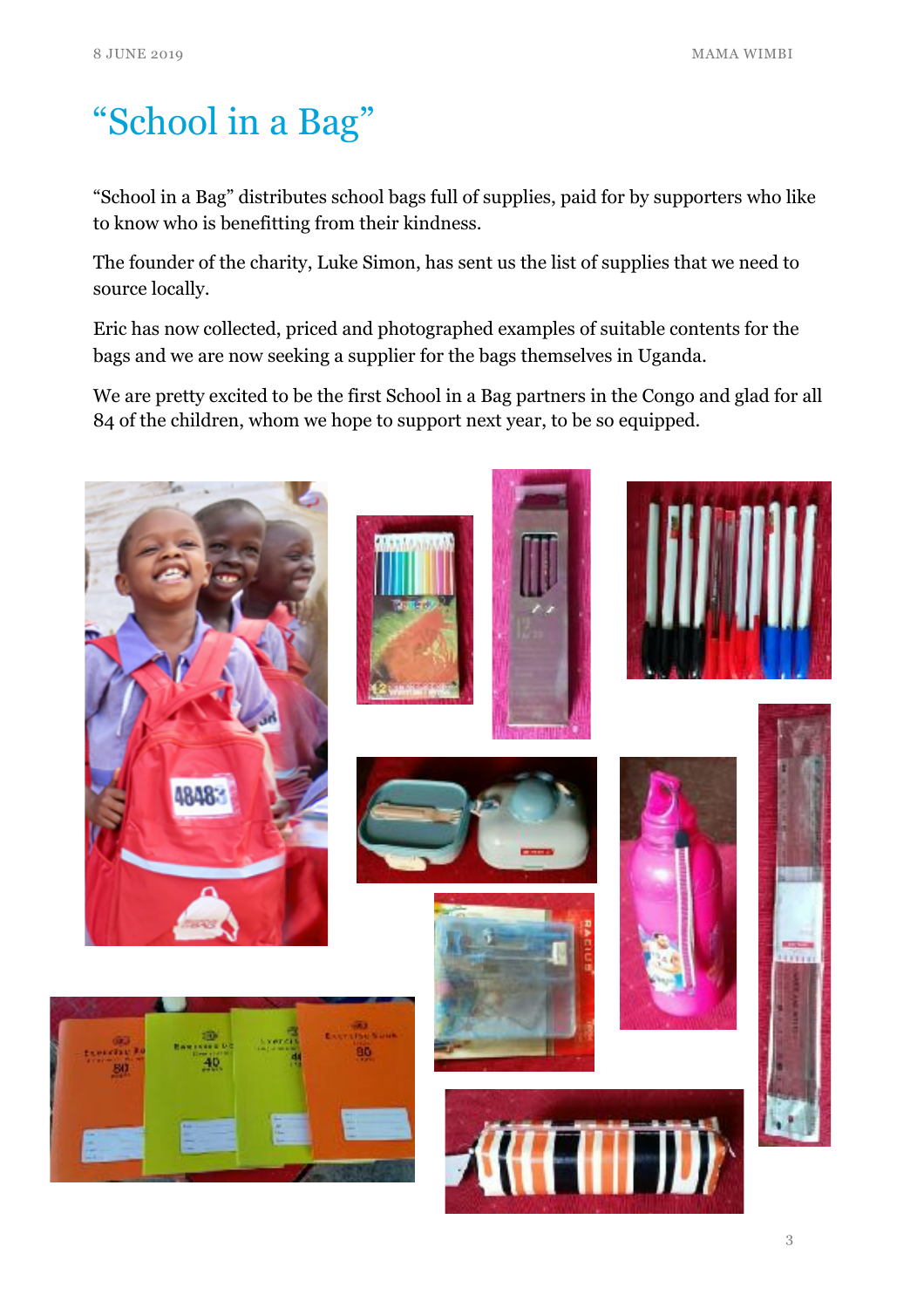# “School in a Bag”

“School in a Bag” distributes school bags full of supplies, paid for by supporters who like to know who is benefitting from their kindness.

The founder of the charity, Luke Simon, has sent us the list of supplies that we need to source locally.

Eric has now collected, priced and photographed examples of suitable contents for the bags and we are now seeking a supplier for the bags themselves in Uganda.

We are pretty excited to be the first School in a Bag partners in the Congo and glad for all 84 of the children, whom we hope to support next year, to be so equipped.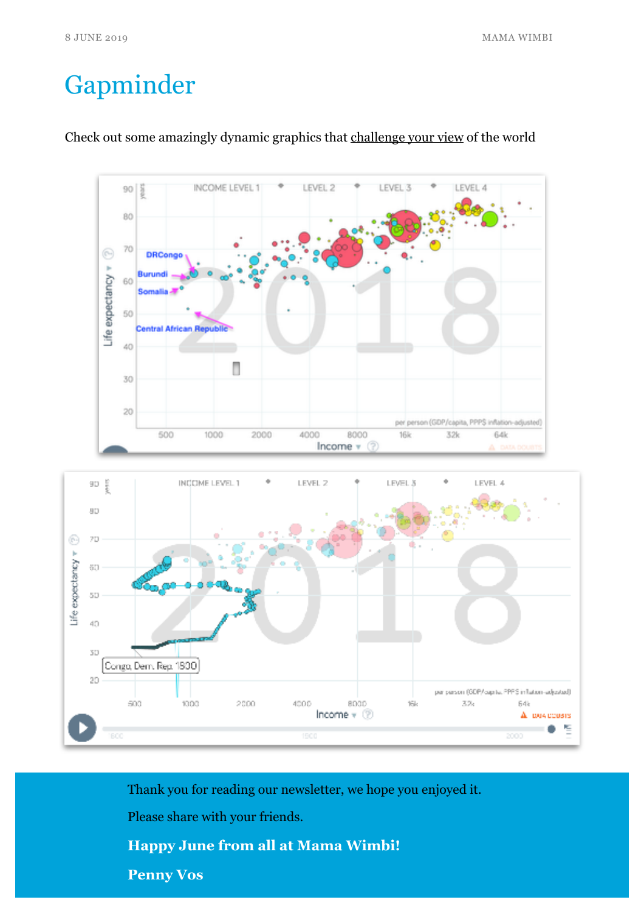# Gapminder

Check out some amazingly dynamic graphics that challenge your view of the world

INCOME LEVEL 1 LEVEL 2 LEVEL 3 LEVEL 4

Life expectancy

90 80 70 60 50 40 30 20

DRCongo

Burundi

Somalia

Central African Republic

2018

500 1000 2000 4000 8000 16k 32k 64k

Income

per person (GDP/capita, PPP$ inflation-adjusted)

INCOME LEVEL 1 LEVEL 2 LEVEL 3 LEVEL 4

Life expectancy

90 80 70 60 50 40 30 20

2018

Congo, Dem. Rep. 1800

500 1000 2000 4000 8000 16k 32k 64k

Income

per person (GDP/capita, PPP$ inflation-adjusted)

Thank you for reading our newsletter, we hope you enjoyed it.

Please share with your friends.

**Happy June from all at Mama Wimbi!**

**Penny Vos**